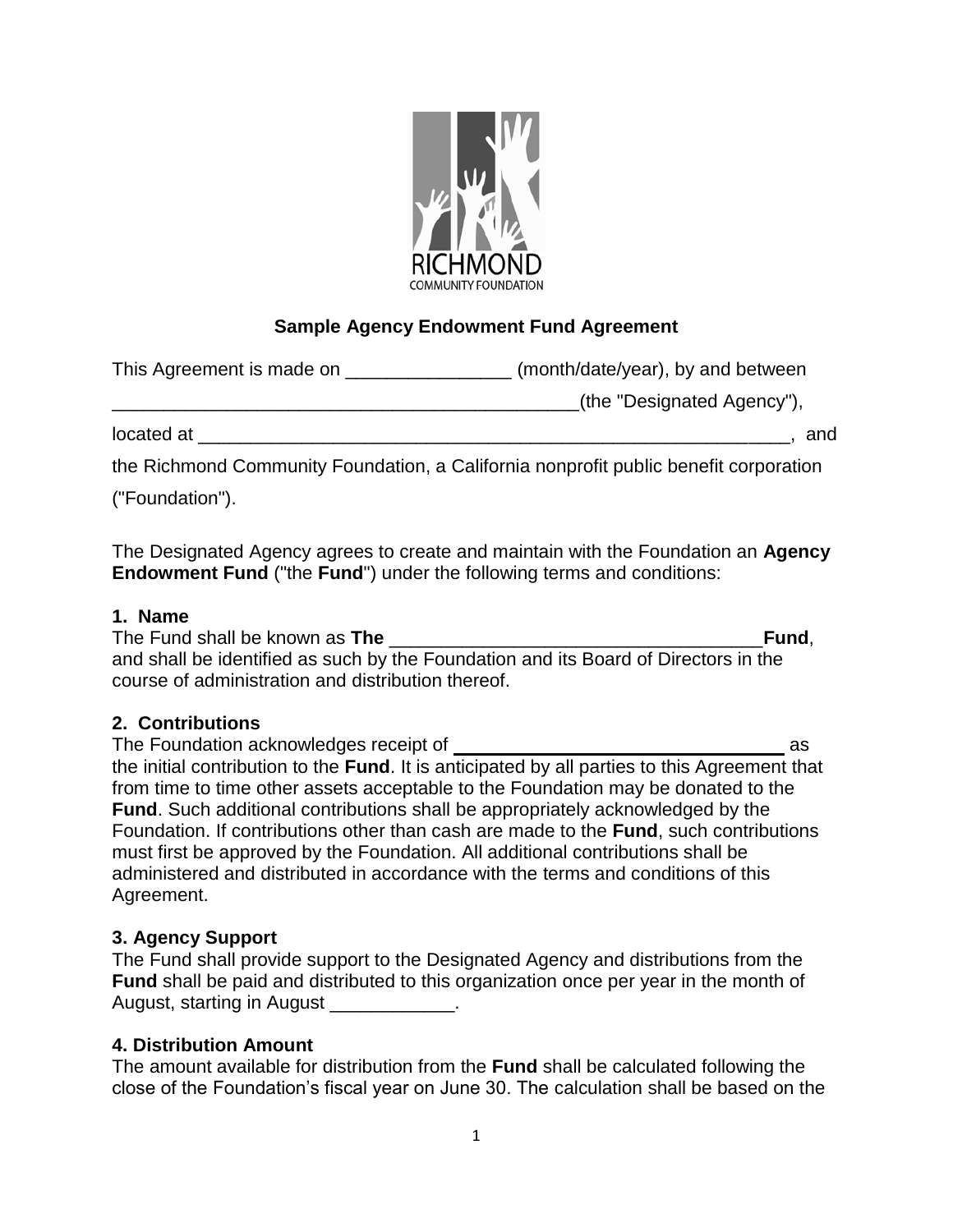RICHMOND
COMMUNITY FOUNDATION

## Sample Agency Endowment Fund Agreement

This Agreement is made on ________________ (month/date/year), by and between ______________________________________________(the "Designated Agency"), located at ___________________________________________________________, and the Richmond Community Foundation, a California nonprofit public benefit corporation ("Foundation").

The Designated Agency agrees to create and maintain with the Foundation an **Agency Endowment Fund** ("the **Fund**") under the following terms and conditions:

### 1. Name

The Fund shall be known as **The** ____________________________________**Fund**, and shall be identified as such by the Foundation and its Board of Directors in the course of administration and distribution thereof.

### 2. Contributions

The Foundation acknowledges receipt of ________________________________ as the initial contribution to the **Fund**. It is anticipated by all parties to this Agreement that from time to time other assets acceptable to the Foundation may be donated to the **Fund**. Such additional contributions shall be appropriately acknowledged by the Foundation. If contributions other than cash are made to the **Fund**, such contributions must first be approved by the Foundation. All additional contributions shall be administered and distributed in accordance with the terms and conditions of this Agreement.

### 3. Agency Support

The Fund shall provide support to the Designated Agency and distributions from the **Fund** shall be paid and distributed to this organization once per year in the month of August, starting in August ____________.

### 4. Distribution Amount

The amount available for distribution from the **Fund** shall be calculated following the close of the Foundation's fiscal year on June 30. The calculation shall be based on the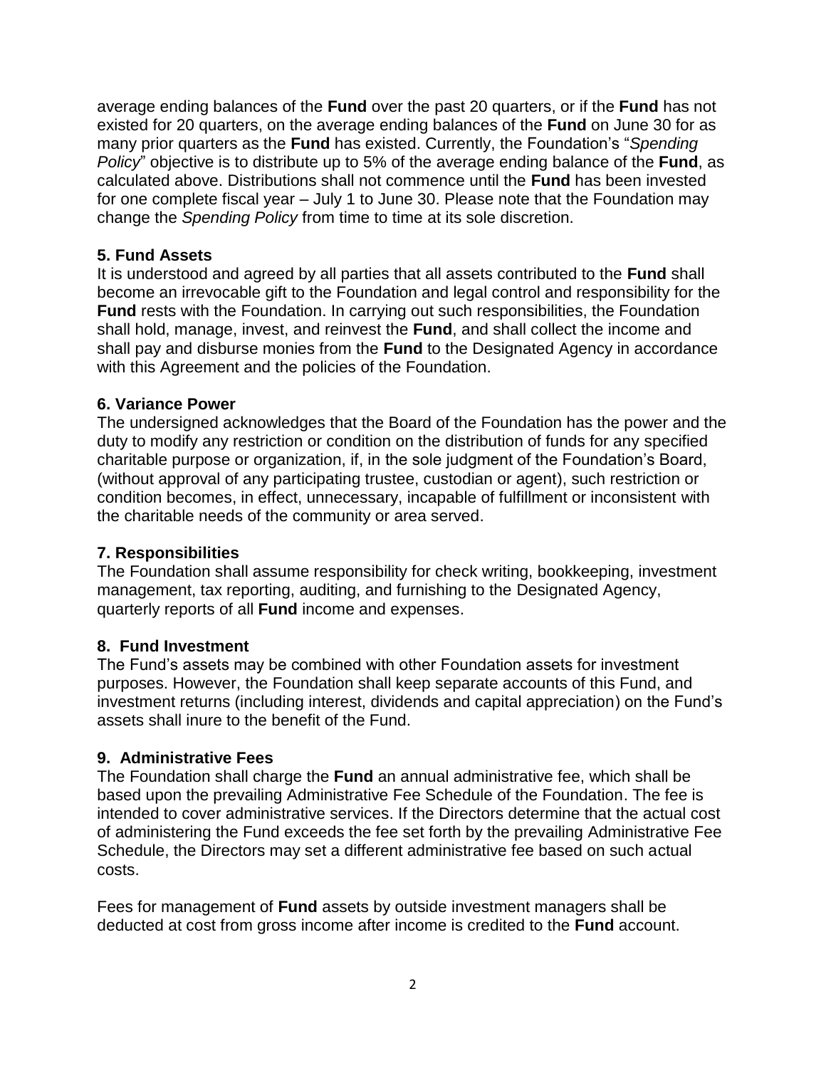average ending balances of the **Fund** over the past 20 quarters, or if the **Fund** has not existed for 20 quarters, on the average ending balances of the **Fund** on June 30 for as many prior quarters as the **Fund** has existed. Currently, the Foundation's "*Spending Policy*" objective is to distribute up to 5% of the average ending balance of the **Fund**, as calculated above. Distributions shall not commence until the **Fund** has been invested for one complete fiscal year – July 1 to June 30. Please note that the Foundation may change the *Spending Policy* from time to time at its sole discretion.

### 5. Fund Assets

It is understood and agreed by all parties that all assets contributed to the **Fund** shall become an irrevocable gift to the Foundation and legal control and responsibility for the **Fund** rests with the Foundation. In carrying out such responsibilities, the Foundation shall hold, manage, invest, and reinvest the **Fund**, and shall collect the income and shall pay and disburse monies from the **Fund** to the Designated Agency in accordance with this Agreement and the policies of the Foundation.

### 6. Variance Power

The undersigned acknowledges that the Board of the Foundation has the power and the duty to modify any restriction or condition on the distribution of funds for any specified charitable purpose or organization, if, in the sole judgment of the Foundation's Board, (without approval of any participating trustee, custodian or agent), such restriction or condition becomes, in effect, unnecessary, incapable of fulfillment or inconsistent with the charitable needs of the community or area served.

### 7. Responsibilities

The Foundation shall assume responsibility for check writing, bookkeeping, investment management, tax reporting, auditing, and furnishing to the Designated Agency, quarterly reports of all **Fund** income and expenses.

### 8. Fund Investment

The Fund's assets may be combined with other Foundation assets for investment purposes. However, the Foundation shall keep separate accounts of this Fund, and investment returns (including interest, dividends and capital appreciation) on the Fund's assets shall inure to the benefit of the Fund.

### 9. Administrative Fees

The Foundation shall charge the **Fund** an annual administrative fee, which shall be based upon the prevailing Administrative Fee Schedule of the Foundation. The fee is intended to cover administrative services. If the Directors determine that the actual cost of administering the Fund exceeds the fee set forth by the prevailing Administrative Fee Schedule, the Directors may set a different administrative fee based on such actual costs.

Fees for management of **Fund** assets by outside investment managers shall be deducted at cost from gross income after income is credited to the **Fund** account.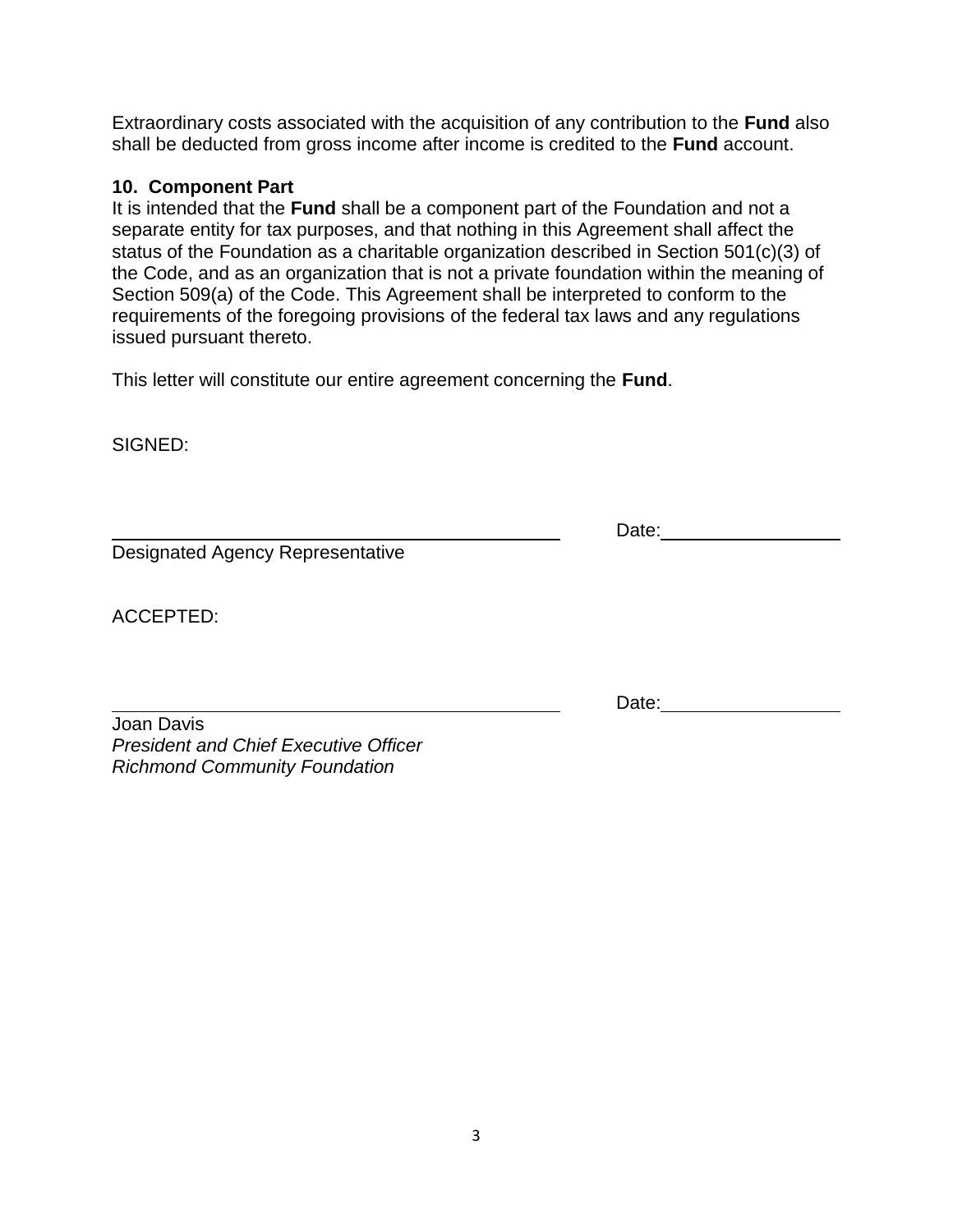Extraordinary costs associated with the acquisition of any contribution to the **Fund** also shall be deducted from gross income after income is credited to the **Fund** account.

**10. Component Part**

It is intended that the **Fund** shall be a component part of the Foundation and not a separate entity for tax purposes, and that nothing in this Agreement shall affect the status of the Foundation as a charitable organization described in Section 501(c)(3) of the Code, and as an organization that is not a private foundation within the meaning of Section 509(a) of the Code. This Agreement shall be interpreted to conform to the requirements of the foregoing provisions of the federal tax laws and any regulations issued pursuant thereto.

This letter will constitute our entire agreement concerning the **Fund**.

SIGNED:

\_\_\_\_\_\_\_\_\_\_\_\_\_\_\_\_\_\_\_\_\_\_\_\_\_\_\_\_\_\_\_\_\_\_\_\_\_\_\_\_ Date:\_\_\_\_\_\_\_\_\_\_\_\_\_\_\_\_

Designated Agency Representative

ACCEPTED:

\_\_\_\_\_\_\_\_\_\_\_\_\_\_\_\_\_\_\_\_\_\_\_\_\_\_\_\_\_\_\_\_\_\_\_\_\_\_\_\_ Date:\_\_\_\_\_\_\_\_\_\_\_\_\_\_\_\_

Joan Davis

*President and Chief Executive Officer*

*Richmond Community Foundation*